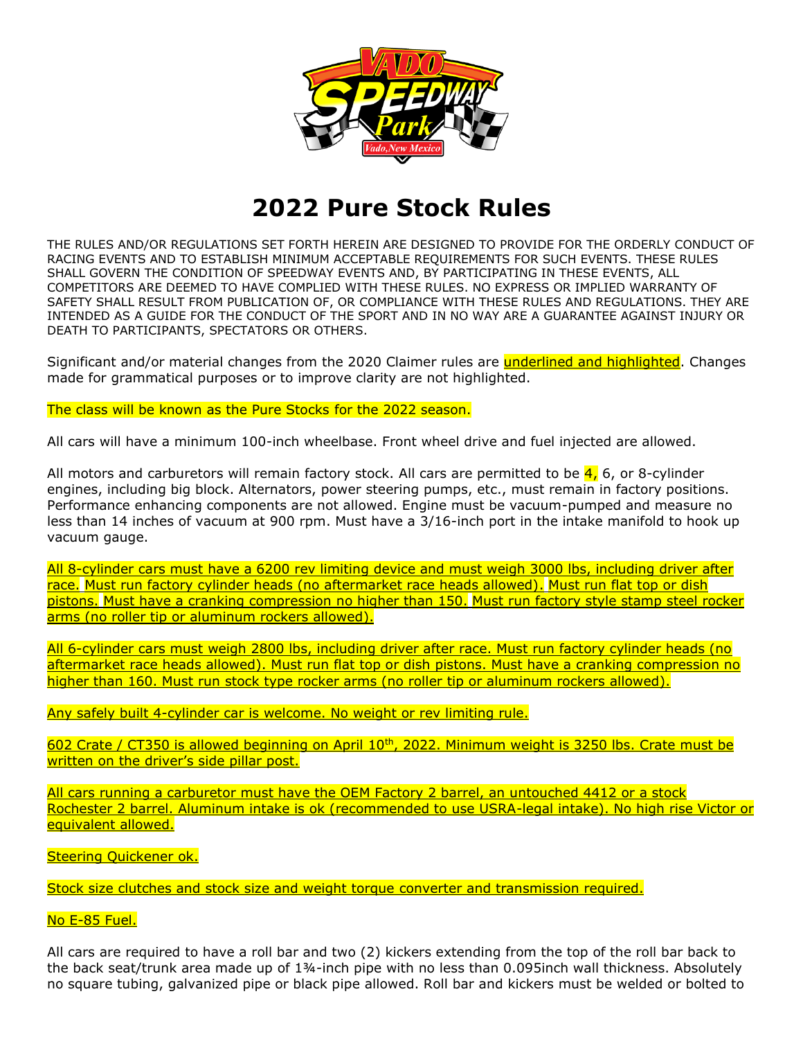# 2022 Pure Stock Rules

THE RULES AND/OR REGULATIONS SET FORTH HEREIN ARE DESIGNED TO PROVIDE FOR THE ORDERLY CONDUCT OF RACING EVENTS AND TO ESTABLISH MINIMUM ACCEPTABLE REQUIREMENTS FOR SUCH EVENTS. THESE RULES SHALL GOVERN THE CONDITION OF SPEEDWAY EVENTS AND, BY PARTICIPATING IN THESE EVENTS, ALL COMPETITORS ARE DEEMED TO HAVE COMPLIED WITH THESE RULES. NO EXPRESS OR IMPLIED WARRANTY OF SAFETY SHALL RESULT FROM PUBLICATION OF, OR COMPLIANCE WITH THESE RULES AND REGULATIONS. THEY ARE INTENDED AS A GUIDE FOR THE CONDUCT OF THE SPORT AND IN NO WAY ARE A GUARANTEE AGAINST INJURY OR DEATH TO PARTICIPANTS, SPECTATORS OR OTHERS.

Significant and/or material changes from the 2020 Claimer rules are underlined and highlighted. Changes made for grammatical purposes or to improve clarity are not highlighted.

The class will be known as the Pure Stocks for the 2022 season.

All cars will have a minimum 100-inch wheelbase. Front wheel drive and fuel injected are allowed.

All motors and carburetors will remain factory stock. All cars are permitted to be 4, 6, or 8-cylinder engines, including big block. Alternators, power steering pumps, etc., must remain in factory positions. Performance enhancing components are not allowed. Engine must be vacuum-pumped and measure no less than 14 inches of vacuum at 900 rpm. Must have a 3/16-inch port in the intake manifold to hook up vacuum gauge.

All 8-cylinder cars must have a 6200 rev limiting device and must weigh 3000 lbs, including driver after race. Must run factory cylinder heads (no aftermarket race heads allowed). Must run flat top or dish pistons. Must have a cranking compression no higher than 150. Must run factory style stamp steel rocker arms (no roller tip or aluminum rockers allowed).

All 6-cylinder cars must weigh 2800 lbs, including driver after race. Must run factory cylinder heads (no aftermarket race heads allowed). Must run flat top or dish pistons. Must have a cranking compression no higher than 160. Must run stock type rocker arms (no roller tip or aluminum rockers allowed).

Any safely built 4-cylinder car is welcome. No weight or rev limiting rule.

602 Crate / CT350 is allowed beginning on April 10th, 2022. Minimum weight is 3250 lbs. Crate must be written on the driver's side pillar post.

All cars running a carburetor must have the OEM Factory 2 barrel, an untouched 4412 or a stock Rochester 2 barrel. Aluminum intake is ok (recommended to use USRA-legal intake). No high rise Victor or equivalent allowed.

Steering Quickener ok.

Stock size clutches and stock size and weight torque converter and transmission required.

No E-85 Fuel.

All cars are required to have a roll bar and two (2) kickers extending from the top of the roll bar back to the back seat/trunk area made up of 1¾-inch pipe with no less than 0.095inch wall thickness. Absolutely no square tubing, galvanized pipe or black pipe allowed. Roll bar and kickers must be welded or bolted to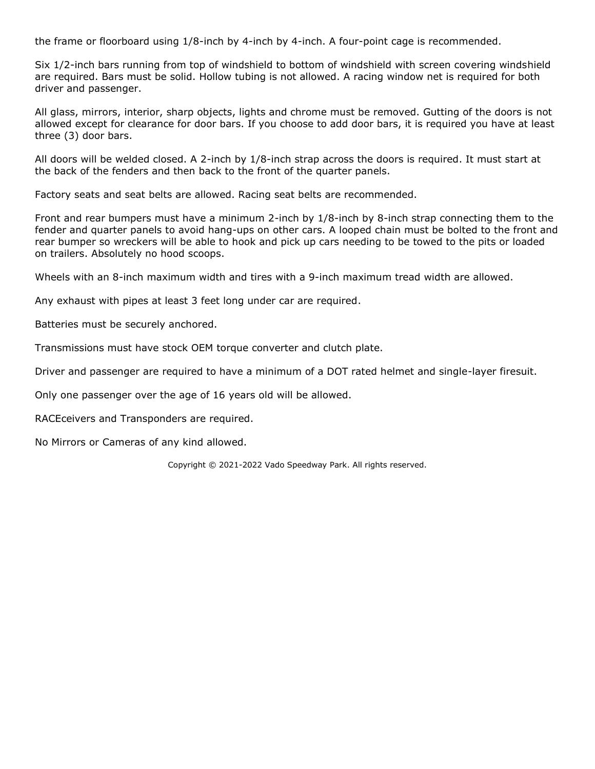the frame or floorboard using 1/8-inch by 4-inch by 4-inch. A four-point cage is recommended.

Six 1/2-inch bars running from top of windshield to bottom of windshield with screen covering windshield are required. Bars must be solid. Hollow tubing is not allowed. A racing window net is required for both driver and passenger.

All glass, mirrors, interior, sharp objects, lights and chrome must be removed. Gutting of the doors is not allowed except for clearance for door bars. If you choose to add door bars, it is required you have at least three (3) door bars.

All doors will be welded closed. A 2-inch by 1/8-inch strap across the doors is required. It must start at the back of the fenders and then back to the front of the quarter panels.

Factory seats and seat belts are allowed. Racing seat belts are recommended.

Front and rear bumpers must have a minimum 2-inch by 1/8-inch by 8-inch strap connecting them to the fender and quarter panels to avoid hang-ups on other cars. A looped chain must be bolted to the front and rear bumper so wreckers will be able to hook and pick up cars needing to be towed to the pits or loaded on trailers. Absolutely no hood scoops.

Wheels with an 8-inch maximum width and tires with a 9-inch maximum tread width are allowed.

Any exhaust with pipes at least 3 feet long under car are required.

Batteries must be securely anchored.

Transmissions must have stock OEM torque converter and clutch plate.

Driver and passenger are required to have a minimum of a DOT rated helmet and single-layer firesuit.

Only one passenger over the age of 16 years old will be allowed.

RACEceivers and Transponders are required.

No Mirrors or Cameras of any kind allowed.

Copyright © 2021-2022 Vado Speedway Park. All rights reserved.